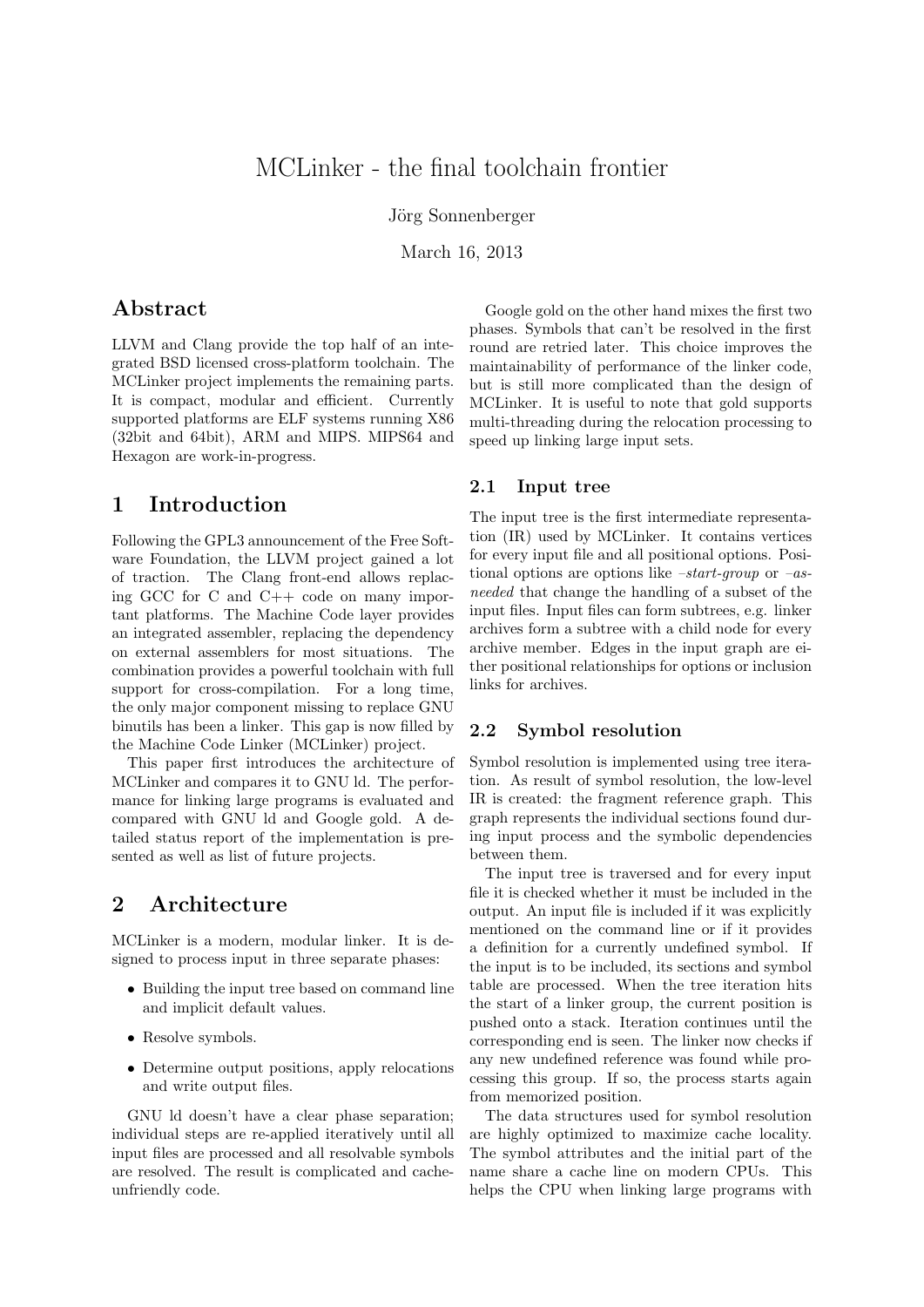# MCLinker - the final toolchain frontier

Jörg Sonnenberger

March 16, 2013

## Abstract

LLVM and Clang provide the top half of an integrated BSD licensed cross-platform toolchain. The MCLinker project implements the remaining parts. It is compact, modular and efficient. Currently supported platforms are ELF systems running X86 (32bit and 64bit), ARM and MIPS. MIPS64 and Hexagon are work-in-progress.

## 1 Introduction

Following the GPL3 announcement of the Free Software Foundation, the LLVM project gained a lot of traction. The Clang front-end allows replacing GCC for C and C++ code on many important platforms. The Machine Code layer provides an integrated assembler, replacing the dependency on external assemblers for most situations. The combination provides a powerful toolchain with full support for cross-compilation. For a long time, the only major component missing to replace GNU binutils has been a linker. This gap is now filled by the Machine Code Linker (MCLinker) project.

This paper first introduces the architecture of MCLinker and compares it to GNU ld. The performance for linking large programs is evaluated and compared with GNU ld and Google gold. A detailed status report of the implementation is presented as well as list of future projects.

## 2 Architecture

MCLinker is a modern, modular linker. It is designed to process input in three separate phases:

- Building the input tree based on command line and implicit default values.
- Resolve symbols.
- Determine output positions, apply relocations and write output files.

GNU ld doesn't have a clear phase separation; individual steps are re-applied iteratively until all input files are processed and all resolvable symbols are resolved. The result is complicated and cache-unfriendly code.

Google gold on the other hand mixes the first two phases. Symbols that can't be resolved in the first round are retried later. This choice improves the maintainability of performance of the linker code, but is still more complicated than the design of MCLinker. It is useful to note that gold supports multi-threading during the relocation processing to speed up linking large input sets.

### 2.1 Input tree

The input tree is the first intermediate representation (IR) used by MCLinker. It contains vertices for every input file and all positional options. Positional options are options like *–start-group* or *–as-needed* that change the handling of a subset of the input files. Input files can form subtrees, e.g. linker archives form a subtree with a child node for every archive member. Edges in the input graph are either positional relationships for options or inclusion links for archives.

### 2.2 Symbol resolution

Symbol resolution is implemented using tree iteration. As result of symbol resolution, the low-level IR is created: the fragment reference graph. This graph represents the individual sections found during input process and the symbolic dependencies between them.

The input tree is traversed and for every input file it is checked whether it must be included in the output. An input file is included if it was explicitly mentioned on the command line or if it provides a definition for a currently undefined symbol. If the input is to be included, its sections and symbol table are processed. When the tree iteration hits the start of a linker group, the current position is pushed onto a stack. Iteration continues until the corresponding end is seen. The linker now checks if any new undefined reference was found while processing this group. If so, the process starts again from memorized position.

The data structures used for symbol resolution are highly optimized to maximize cache locality. The symbol attributes and the initial part of the name share a cache line on modern CPUs. This helps the CPU when linking large programs with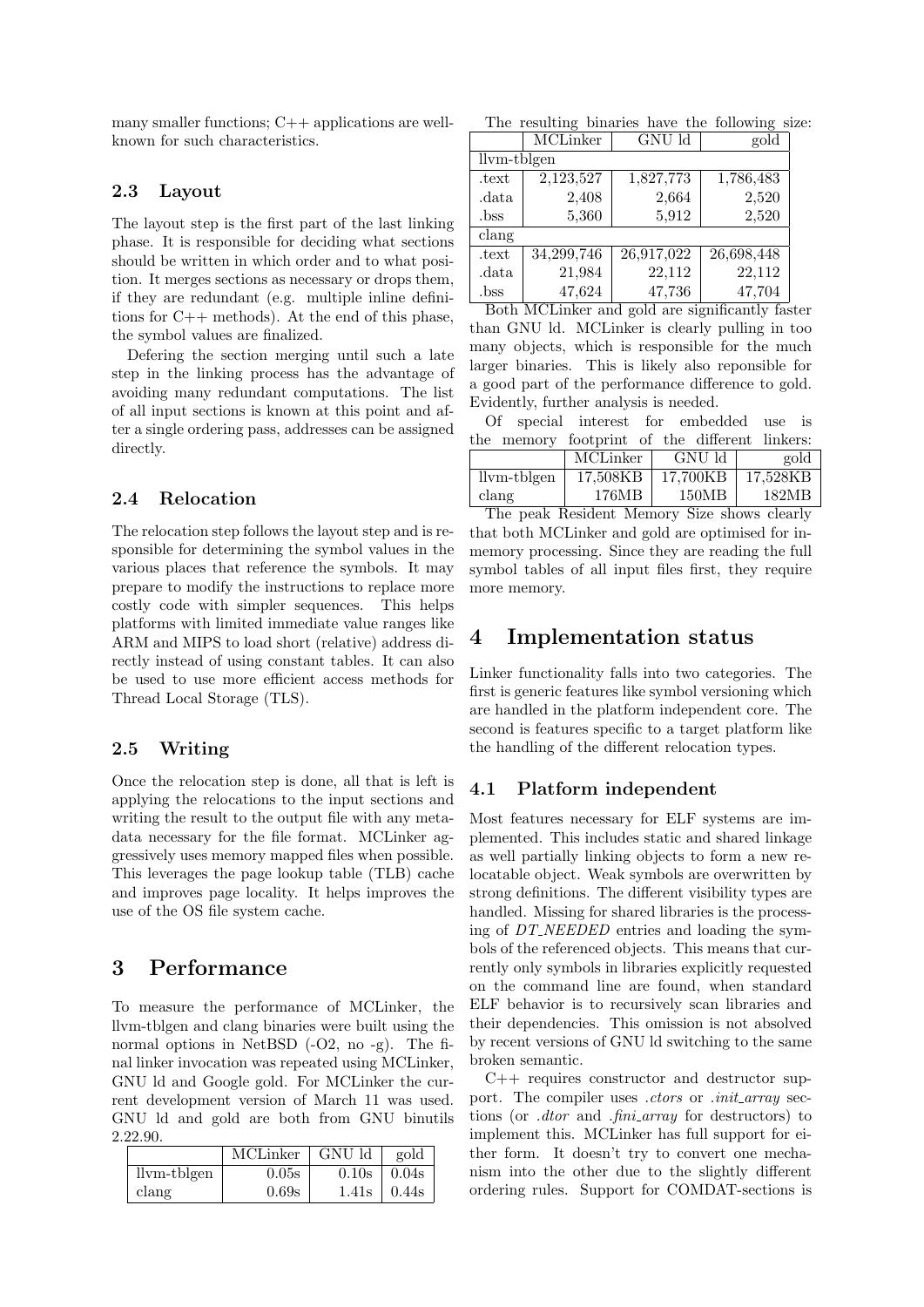many smaller functions; C++ applications are well-known for such characteristics.

### 2.3 Layout

The layout step is the first part of the last linking phase. It is responsible for deciding what sections should be written in which order and to what position. It merges sections as necessary or drops them, if they are redundant (e.g. multiple inline definitions for C++ methods). At the end of this phase, the symbol values are finalized.

Defering the section merging until such a late step in the linking process has the advantage of avoiding many redundant computations. The list of all input sections is known at this point and after a single ordering pass, addresses can be assigned directly.

### 2.4 Relocation

The relocation step follows the layout step and is responsible for determining the symbol values in the various places that reference the symbols. It may prepare to modify the instructions to replace more costly code with simpler sequences. This helps platforms with limited immediate value ranges like ARM and MIPS to load short (relative) address directly instead of using constant tables. It can also be used to use more efficient access methods for Thread Local Storage (TLS).

### 2.5 Writing

Once the relocation step is done, all that is left is applying the relocations to the input sections and writing the result to the output file with any metadata necessary for the file format. MCLinker aggressively uses memory mapped files when possible. This leverages the page lookup table (TLB) cache and improves page locality. It helps improves the use of the OS file system cache.

## 3 Performance

To measure the performance of MCLinker, the llvm-tblgen and clang binaries were built using the normal options in NetBSD (-O2, no -g). The final linker invocation was repeated using MCLinker, GNU ld and Google gold. For MCLinker the current development version of March 11 was used. GNU ld and gold are both from GNU binutils 2.22.90.

| | MCLinker | GNU ld | gold |
|---|---|---|---|
| llvm-tblgen | 0.05s | 0.10s | 0.04s |
| clang | 0.69s | 1.41s | 0.44s |

The resulting binaries have the following size:

| | MCLinker | GNU ld | gold |
|---|---|---|---|
| llvm-tblgen | | | |
| .text | 2,123,527 | 1,827,773 | 1,786,483 |
| .data | 2,408 | 2,664 | 2,520 |
| .bss | 5,360 | 5,912 | 2,520 |
| clang | | | |
| .text | 34,299,746 | 26,917,022 | 26,698,448 |
| .data | 21,984 | 22,112 | 22,112 |
| .bss | 47,624 | 47,736 | 47,704 |

Both MCLinker and gold are significantly faster than GNU ld. MCLinker is clearly pulling in too many objects, which is responsible for the much larger binaries. This is likely also reponsible for a good part of the performance difference to gold. Evidently, further analysis is needed.

Of special interest for embedded use is the memory footprint of the different linkers:

| | MCLinker | GNU ld | gold |
|---|---|---|---|
| llvm-tblgen | 17,508KB | 17,700KB | 17,528KB |
| clang | 176MB | 150MB | 182MB |

The peak Resident Memory Size shows clearly that both MCLinker and gold are optimised for in-memory processing. Since they are reading the full symbol tables of all input files first, they require more memory.

## 4 Implementation status

Linker functionality falls into two categories. The first is generic features like symbol versioning which are handled in the platform independent core. The second is features specific to a target platform like the handling of the different relocation types.

### 4.1 Platform independent

Most features necessary for ELF systems are implemented. This includes static and shared linkage as well partially linking objects to form a new relocatable object. Weak symbols are overwritten by strong definitions. The different visibility types are handled. Missing for shared libraries is the processing of *DT_NEEDED* entries and loading the symbols of the referenced objects. This means that currently only symbols in libraries explicitly requested on the command line are found, when standard ELF behavior is to recursively scan libraries and their dependencies. This omission is not absolved by recent versions of GNU ld switching to the same broken semantic.

C++ requires constructor and destructor support. The compiler uses *.ctors* or *.init_array* sections (or *.dtor* and *.fini_array* for destructors) to implement this. MCLinker has full support for either form. It doesn't try to convert one mechanism into the other due to the slightly different ordering rules. Support for COMDAT-sections is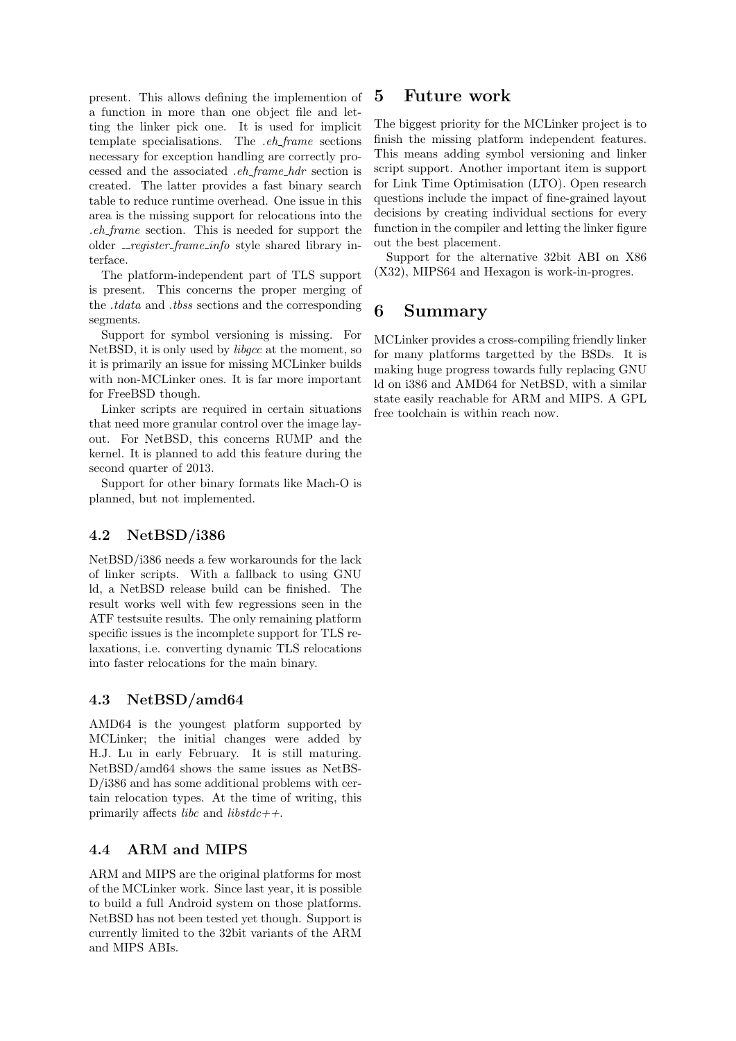present. This allows defining the implemention of a function in more than one object file and letting the linker pick one. It is used for implicit template specialisations. The *.eh_frame* sections necessary for exception handling are correctly processed and the associated *.eh_frame_hdr* section is created. The latter provides a fast binary search table to reduce runtime overhead. One issue in this area is the missing support for relocations into the *.eh_frame* section. This is needed for support the older *__register_frame_info* style shared library interface.

The platform-independent part of TLS support is present. This concerns the proper merging of the *.tdata* and *.tbss* sections and the corresponding segments.

Support for symbol versioning is missing. For NetBSD, it is only used by *libgcc* at the moment, so it is primarily an issue for missing MCLinker builds with non-MCLinker ones. It is far more important for FreeBSD though.

Linker scripts are required in certain situations that need more granular control over the image layout. For NetBSD, this concerns RUMP and the kernel. It is planned to add this feature during the second quarter of 2013.

Support for other binary formats like Mach-O is planned, but not implemented.

### 4.2 NetBSD/i386

NetBSD/i386 needs a few workarounds for the lack of linker scripts. With a fallback to using GNU ld, a NetBSD release build can be finished. The result works well with few regressions seen in the ATF testsuite results. The only remaining platform specific issues is the incomplete support for TLS relaxations, i.e. converting dynamic TLS relocations into faster relocations for the main binary.

### 4.3 NetBSD/amd64

AMD64 is the youngest platform supported by MCLinker; the initial changes were added by H.J. Lu in early February. It is still maturing. NetBSD/amd64 shows the same issues as NetBSD/i386 and has some additional problems with certain relocation types. At the time of writing, this primarily affects *libc* and *libstdc++*.

### 4.4 ARM and MIPS

ARM and MIPS are the original platforms for most of the MCLinker work. Since last year, it is possible to build a full Android system on those platforms. NetBSD has not been tested yet though. Support is currently limited to the 32bit variants of the ARM and MIPS ABIs.

## 5 Future work

The biggest priority for the MCLinker project is to finish the missing platform independent features. This means adding symbol versioning and linker script support. Another important item is support for Link Time Optimisation (LTO). Open research questions include the impact of fine-grained layout decisions by creating individual sections for every function in the compiler and letting the linker figure out the best placement.

Support for the alternative 32bit ABI on X86 (X32), MIPS64 and Hexagon is work-in-progres.

## 6 Summary

MCLinker provides a cross-compiling friendly linker for many platforms targetted by the BSDs. It is making huge progress towards fully replacing GNU ld on i386 and AMD64 for NetBSD, with a similar state easily reachable for ARM and MIPS. A GPL free toolchain is within reach now.